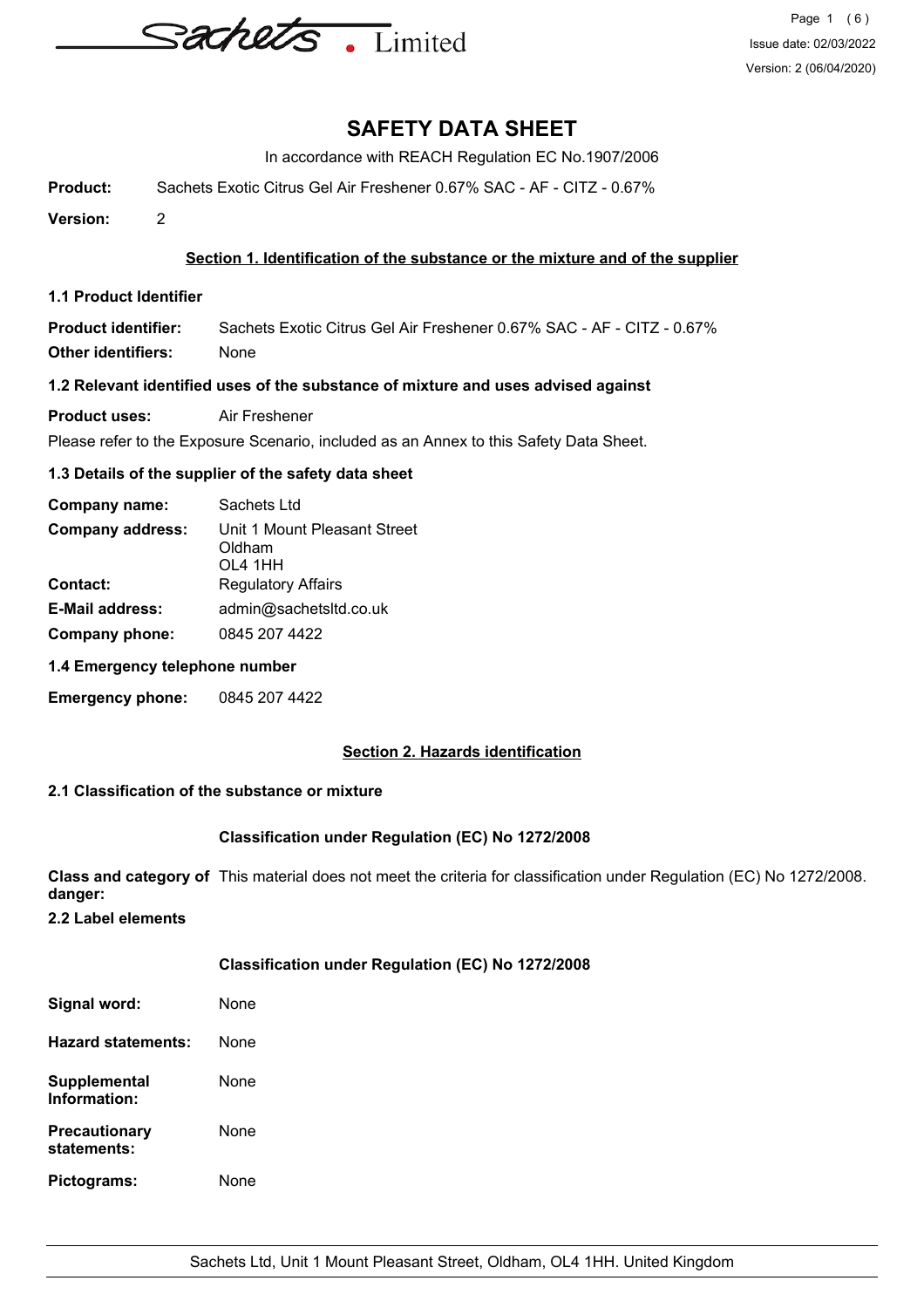# SAFETY DATA SHEET

In accordance with REACH Regulation EC No.1907/2006

**Product:** Sachets Exotic Citrus Gel Air Freshener 0.67% SAC - AF - CITZ - 0.67%

**Version:** 2

## Section 1. Identification of the substance or the mixture and of the supplier

### 1.1 Product Identifier

**Product identifier:** Sachets Exotic Citrus Gel Air Freshener 0.67% SAC - AF - CITZ - 0.67%

**Other identifiers:** None

### 1.2 Relevant identified uses of the substance of mixture and uses advised against

**Product uses:** Air Freshener

Please refer to the Exposure Scenario, included as an Annex to this Safety Data Sheet.

### 1.3 Details of the supplier of the safety data sheet

**Company name:** Sachets Ltd

**Company address:** Unit 1 Mount Pleasant Street
Oldham
OL4 1HH

**Contact:** Regulatory Affairs

**E-Mail address:** admin@sachetsltd.co.uk

**Company phone:** 0845 207 4422

### 1.4 Emergency telephone number

**Emergency phone:** 0845 207 4422

## Section 2. Hazards identification

### 2.1 Classification of the substance or mixture

**Classification under Regulation (EC) No 1272/2008**

**Class and category of danger:** This material does not meet the criteria for classification under Regulation (EC) No 1272/2008.

### 2.2 Label elements

**Classification under Regulation (EC) No 1272/2008**

**Signal word:** None

**Hazard statements:** None

**Supplemental Information:** None

**Precautionary statements:** None

**Pictograms:** None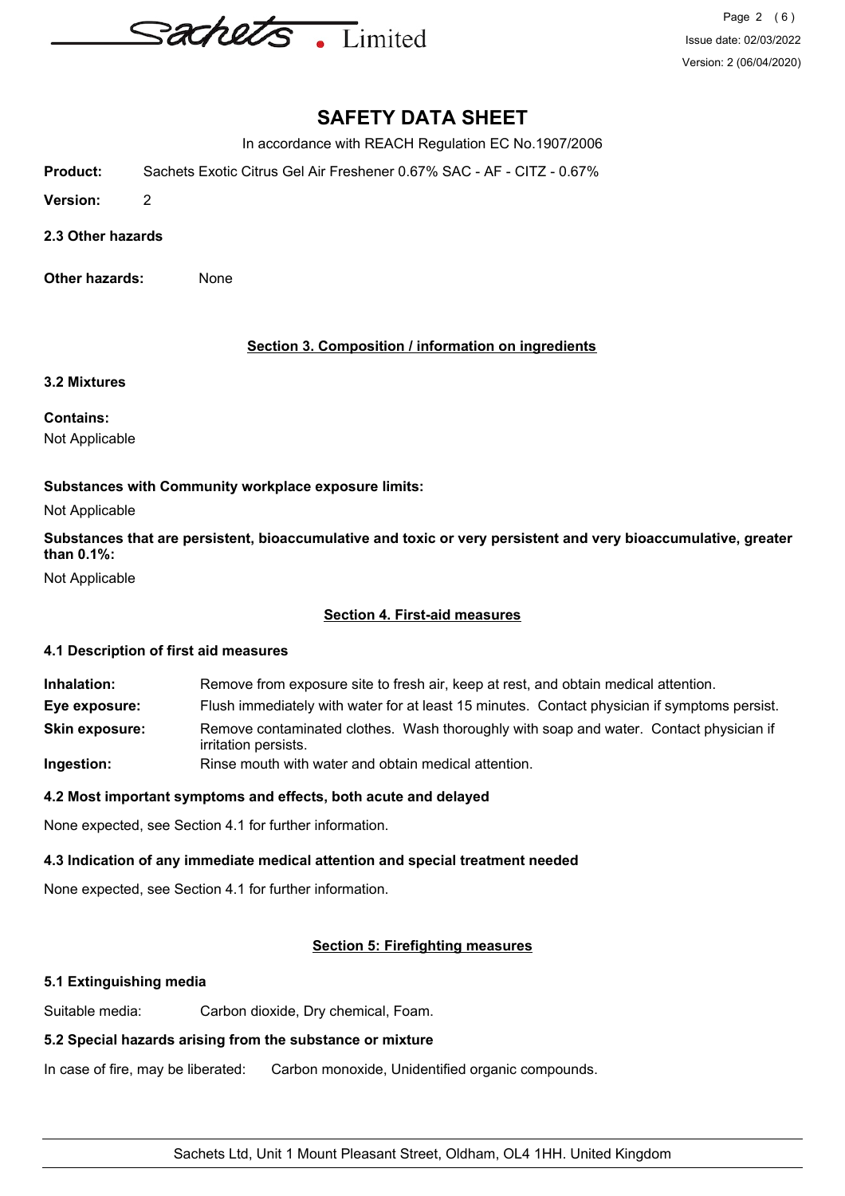# SAFETY DATA SHEET

In accordance with REACH Regulation EC No.1907/2006

**Product:** Sachets Exotic Citrus Gel Air Freshener 0.67% SAC - AF - CITZ - 0.67%

**Version:** 2

### 2.3 Other hazards

**Other hazards:** None

## Section 3. Composition / information on ingredients

### 3.2 Mixtures

**Contains:**

Not Applicable

**Substances with Community workplace exposure limits:**

Not Applicable

**Substances that are persistent, bioaccumulative and toxic or very persistent and very bioaccumulative, greater than 0.1%:**

Not Applicable

## Section 4. First-aid measures

### 4.1 Description of first aid measures

**Inhalation:** Remove from exposure site to fresh air, keep at rest, and obtain medical attention.

**Eye exposure:** Flush immediately with water for at least 15 minutes. Contact physician if symptoms persist.

**Skin exposure:** Remove contaminated clothes. Wash thoroughly with soap and water. Contact physician if irritation persists.

**Ingestion:** Rinse mouth with water and obtain medical attention.

### 4.2 Most important symptoms and effects, both acute and delayed

None expected, see Section 4.1 for further information.

### 4.3 Indication of any immediate medical attention and special treatment needed

None expected, see Section 4.1 for further information.

## Section 5: Firefighting measures

### 5.1 Extinguishing media

Suitable media: Carbon dioxide, Dry chemical, Foam.

### 5.2 Special hazards arising from the substance or mixture

In case of fire, may be liberated: Carbon monoxide, Unidentified organic compounds.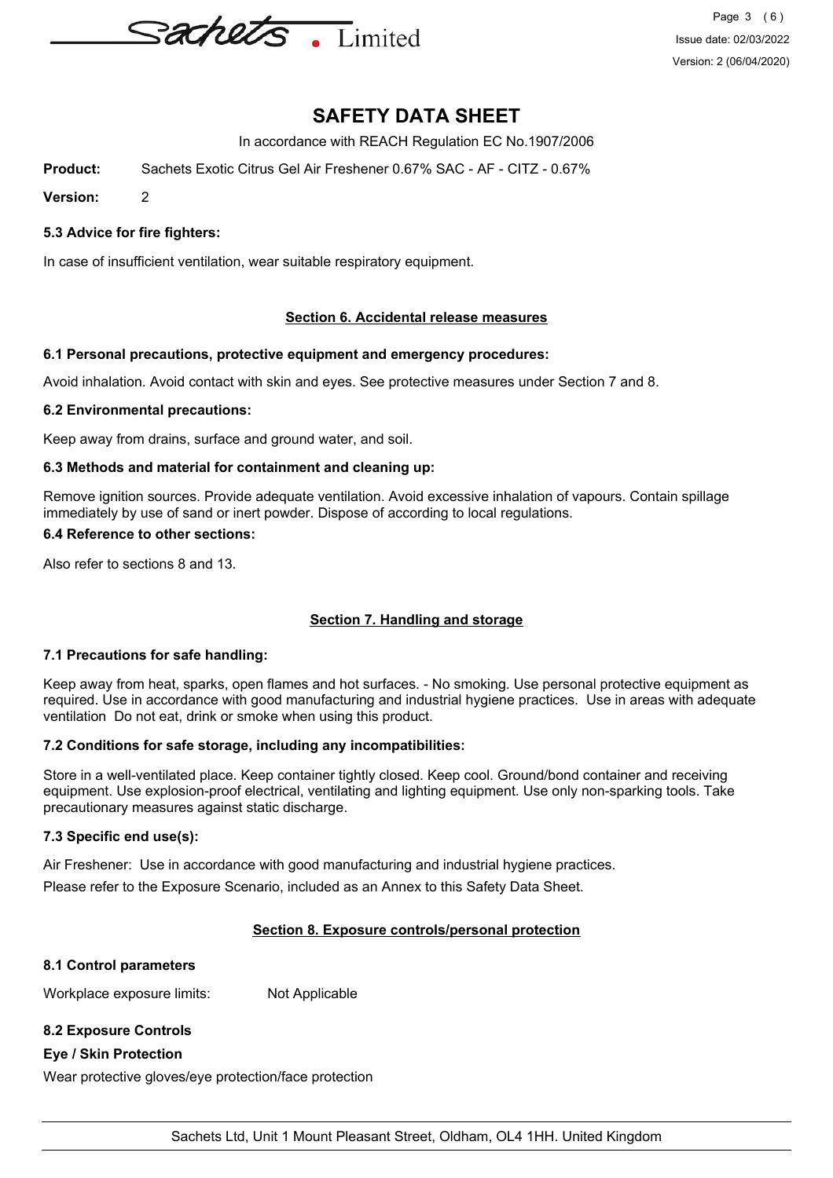# SAFETY DATA SHEET

In accordance with REACH Regulation EC No.1907/2006

**Product:** Sachets Exotic Citrus Gel Air Freshener 0.67% SAC - AF - CITZ - 0.67%

**Version:** 2

### 5.3 Advice for fire fighters:

In case of insufficient ventilation, wear suitable respiratory equipment.

## Section 6. Accidental release measures

### 6.1 Personal precautions, protective equipment and emergency procedures:

Avoid inhalation. Avoid contact with skin and eyes. See protective measures under Section 7 and 8.

### 6.2 Environmental precautions:

Keep away from drains, surface and ground water, and soil.

### 6.3 Methods and material for containment and cleaning up:

Remove ignition sources. Provide adequate ventilation. Avoid excessive inhalation of vapours. Contain spillage immediately by use of sand or inert powder. Dispose of according to local regulations.

### 6.4 Reference to other sections:

Also refer to sections 8 and 13.

## Section 7. Handling and storage

### 7.1 Precautions for safe handling:

Keep away from heat, sparks, open flames and hot surfaces. - No smoking. Use personal protective equipment as required. Use in accordance with good manufacturing and industrial hygiene practices. Use in areas with adequate ventilation Do not eat, drink or smoke when using this product.

### 7.2 Conditions for safe storage, including any incompatibilities:

Store in a well-ventilated place. Keep container tightly closed. Keep cool. Ground/bond container and receiving equipment. Use explosion-proof electrical, ventilating and lighting equipment. Use only non-sparking tools. Take precautionary measures against static discharge.

### 7.3 Specific end use(s):

Air Freshener: Use in accordance with good manufacturing and industrial hygiene practices.

Please refer to the Exposure Scenario, included as an Annex to this Safety Data Sheet.

## Section 8. Exposure controls/personal protection

### 8.1 Control parameters

Workplace exposure limits: Not Applicable

### 8.2 Exposure Controls

**Eye / Skin Protection**

Wear protective gloves/eye protection/face protection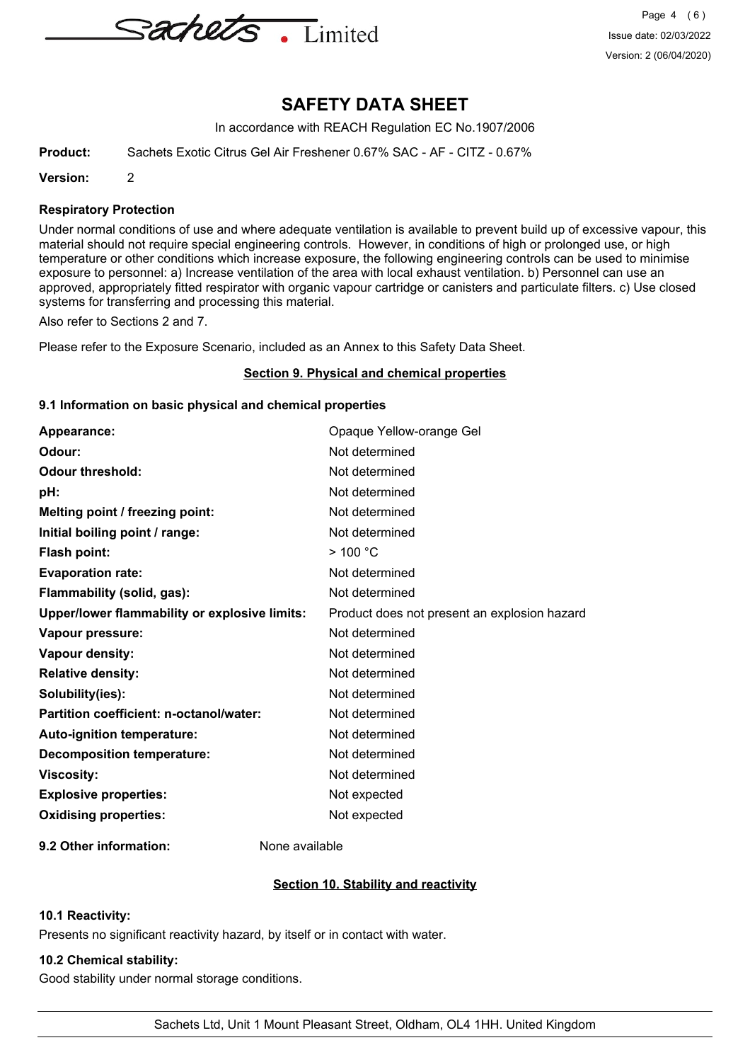# SAFETY DATA SHEET

In accordance with REACH Regulation EC No.1907/2006

**Product:** Sachets Exotic Citrus Gel Air Freshener 0.67% SAC - AF - CITZ - 0.67%

**Version:** 2

### Respiratory Protection

Under normal conditions of use and where adequate ventilation is available to prevent build up of excessive vapour, this material should not require special engineering controls. However, in conditions of high or prolonged use, or high temperature or other conditions which increase exposure, the following engineering controls can be used to minimise exposure to personnel: a) Increase ventilation of the area with local exhaust ventilation. b) Personnel can use an approved, appropriately fitted respirator with organic vapour cartridge or canisters and particulate filters. c) Use closed systems for transferring and processing this material.

Also refer to Sections 2 and 7.

Please refer to the Exposure Scenario, included as an Annex to this Safety Data Sheet.

## Section 9. Physical and chemical properties

### 9.1 Information on basic physical and chemical properties

| | |
|---|---|
| **Appearance:** | Opaque Yellow-orange Gel |
| **Odour:** | Not determined |
| **Odour threshold:** | Not determined |
| **pH:** | Not determined |
| **Melting point / freezing point:** | Not determined |
| **Initial boiling point / range:** | Not determined |
| **Flash point:** | > 100 °C |
| **Evaporation rate:** | Not determined |
| **Flammability (solid, gas):** | Not determined |
| **Upper/lower flammability or explosive limits:** | Product does not present an explosion hazard |
| **Vapour pressure:** | Not determined |
| **Vapour density:** | Not determined |
| **Relative density:** | Not determined |
| **Solubility(ies):** | Not determined |
| **Partition coefficient: n-octanol/water:** | Not determined |
| **Auto-ignition temperature:** | Not determined |
| **Decomposition temperature:** | Not determined |
| **Viscosity:** | Not determined |
| **Explosive properties:** | Not expected |
| **Oxidising properties:** | Not expected |

**9.2 Other information:** None available

## Section 10. Stability and reactivity

### 10.1 Reactivity:

Presents no significant reactivity hazard, by itself or in contact with water.

### 10.2 Chemical stability:

Good stability under normal storage conditions.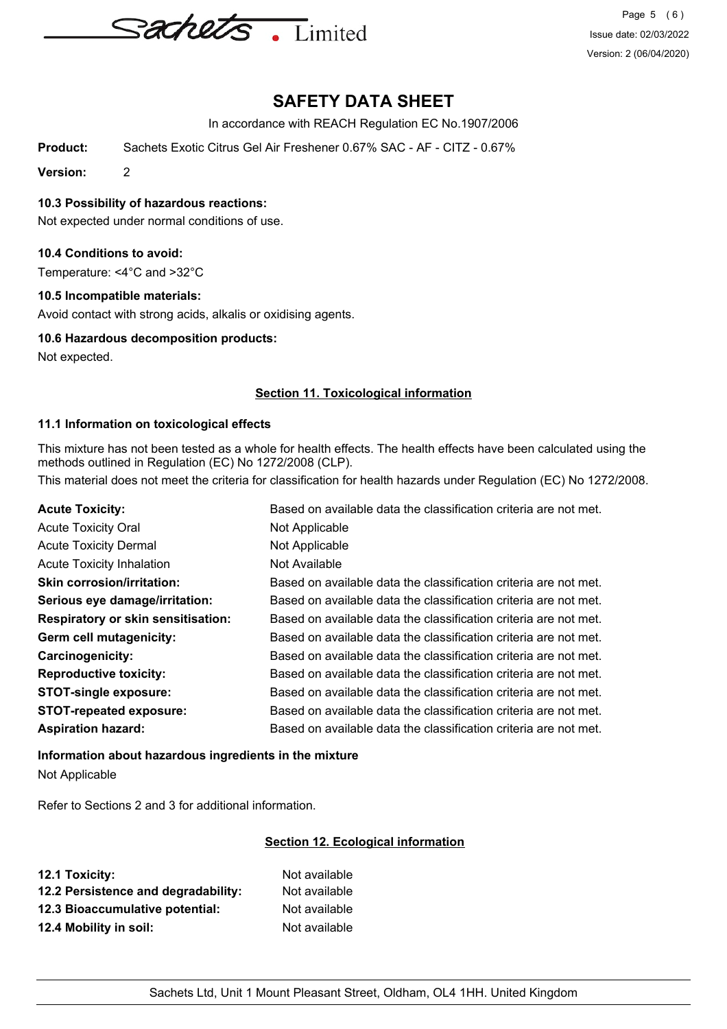# SAFETY DATA SHEET

In accordance with REACH Regulation EC No.1907/2006

**Product:** Sachets Exotic Citrus Gel Air Freshener 0.67% SAC - AF - CITZ - 0.67%

**Version:** 2

### 10.3 Possibility of hazardous reactions:

Not expected under normal conditions of use.

### 10.4 Conditions to avoid:

Temperature: <4°C and >32°C

### 10.5 Incompatible materials:

Avoid contact with strong acids, alkalis or oxidising agents.

### 10.6 Hazardous decomposition products:

Not expected.

## Section 11. Toxicological information

### 11.1 Information on toxicological effects

This mixture has not been tested as a whole for health effects. The health effects have been calculated using the methods outlined in Regulation (EC) No 1272/2008 (CLP).

This material does not meet the criteria for classification for health hazards under Regulation (EC) No 1272/2008.

| | |
|---|---|
| **Acute Toxicity:** | Based on available data the classification criteria are not met. |
| Acute Toxicity Oral | Not Applicable |
| Acute Toxicity Dermal | Not Applicable |
| Acute Toxicity Inhalation | Not Available |
| **Skin corrosion/irritation:** | Based on available data the classification criteria are not met. |
| **Serious eye damage/irritation:** | Based on available data the classification criteria are not met. |
| **Respiratory or skin sensitisation:** | Based on available data the classification criteria are not met. |
| **Germ cell mutagenicity:** | Based on available data the classification criteria are not met. |
| **Carcinogenicity:** | Based on available data the classification criteria are not met. |
| **Reproductive toxicity:** | Based on available data the classification criteria are not met. |
| **STOT-single exposure:** | Based on available data the classification criteria are not met. |
| **STOT-repeated exposure:** | Based on available data the classification criteria are not met. |
| **Aspiration hazard:** | Based on available data the classification criteria are not met. |

### Information about hazardous ingredients in the mixture

Not Applicable

Refer to Sections 2 and 3 for additional information.

## Section 12. Ecological information

| | |
|---|---|
| **12.1 Toxicity:** | Not available |
| **12.2 Persistence and degradability:** | Not available |
| **12.3 Bioaccumulative potential:** | Not available |
| **12.4 Mobility in soil:** | Not available |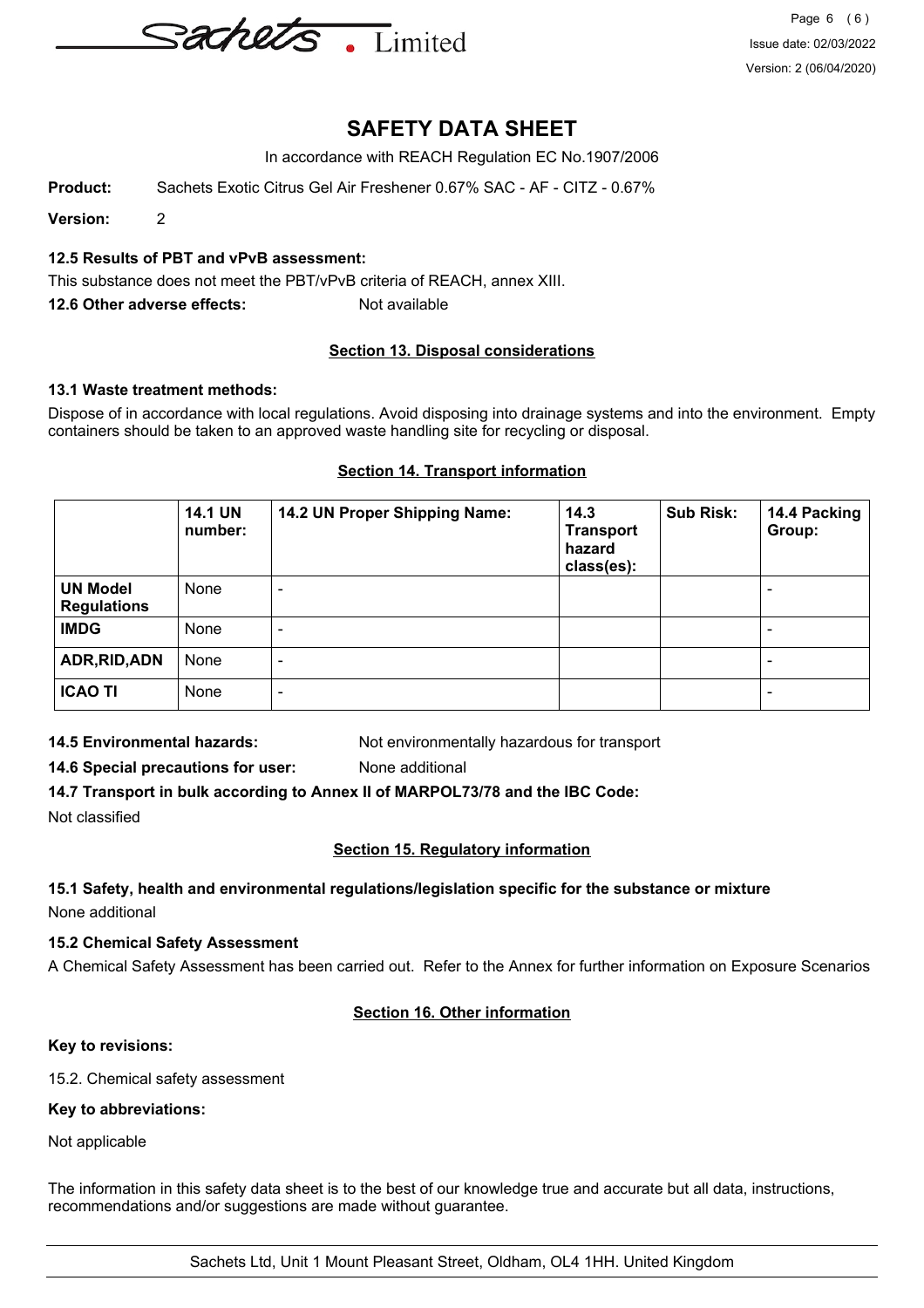# SAFETY DATA SHEET

In accordance with REACH Regulation EC No.1907/2006

**Product:** Sachets Exotic Citrus Gel Air Freshener 0.67% SAC - AF - CITZ - 0.67%

**Version:** 2

**12.5 Results of PBT and vPvB assessment:**

This substance does not meet the PBT/vPvB criteria of REACH, annex XIII.

**12.6 Other adverse effects:** Not available

## Section 13. Disposal considerations

**13.1 Waste treatment methods:**

Dispose of in accordance with local regulations. Avoid disposing into drainage systems and into the environment. Empty containers should be taken to an approved waste handling site for recycling or disposal.

## Section 14. Transport information

| | 14.1 UN number: | 14.2 UN Proper Shipping Name: | 14.3 Transport hazard class(es): | Sub Risk: | 14.4 Packing Group: |
|---|---|---|---|---|---|
| **UN Model Regulations** | None | - | | | - |
| **IMDG** | None | - | | | - |
| **ADR,RID,ADN** | None | - | | | - |
| **ICAO TI** | None | - | | | - |

**14.5 Environmental hazards:** Not environmentally hazardous for transport

**14.6 Special precautions for user:** None additional

**14.7 Transport in bulk according to Annex II of MARPOL73/78 and the IBC Code:**

Not classified

## Section 15. Regulatory information

**15.1 Safety, health and environmental regulations/legislation specific for the substance or mixture**

None additional

**15.2 Chemical Safety Assessment**

A Chemical Safety Assessment has been carried out. Refer to the Annex for further information on Exposure Scenarios

## Section 16. Other information

**Key to revisions:**

15.2. Chemical safety assessment

**Key to abbreviations:**

Not applicable

The information in this safety data sheet is to the best of our knowledge true and accurate but all data, instructions, recommendations and/or suggestions are made without guarantee.

Sachets Ltd, Unit 1 Mount Pleasant Street, Oldham, OL4 1HH. United Kingdom